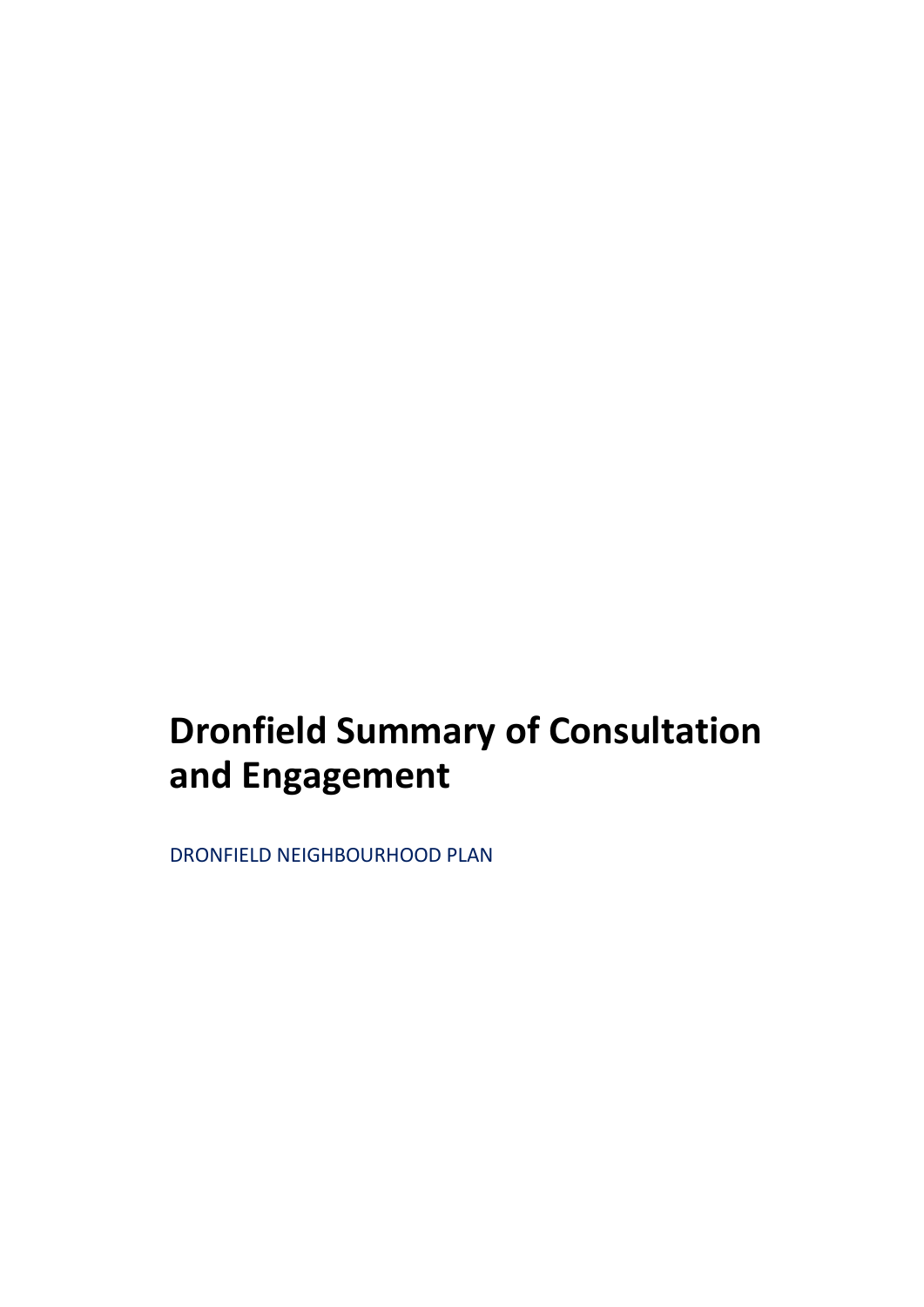# Dronfield Summary of Consultation and Engagement

DRONFIELD NEIGHBOURHOOD PLAN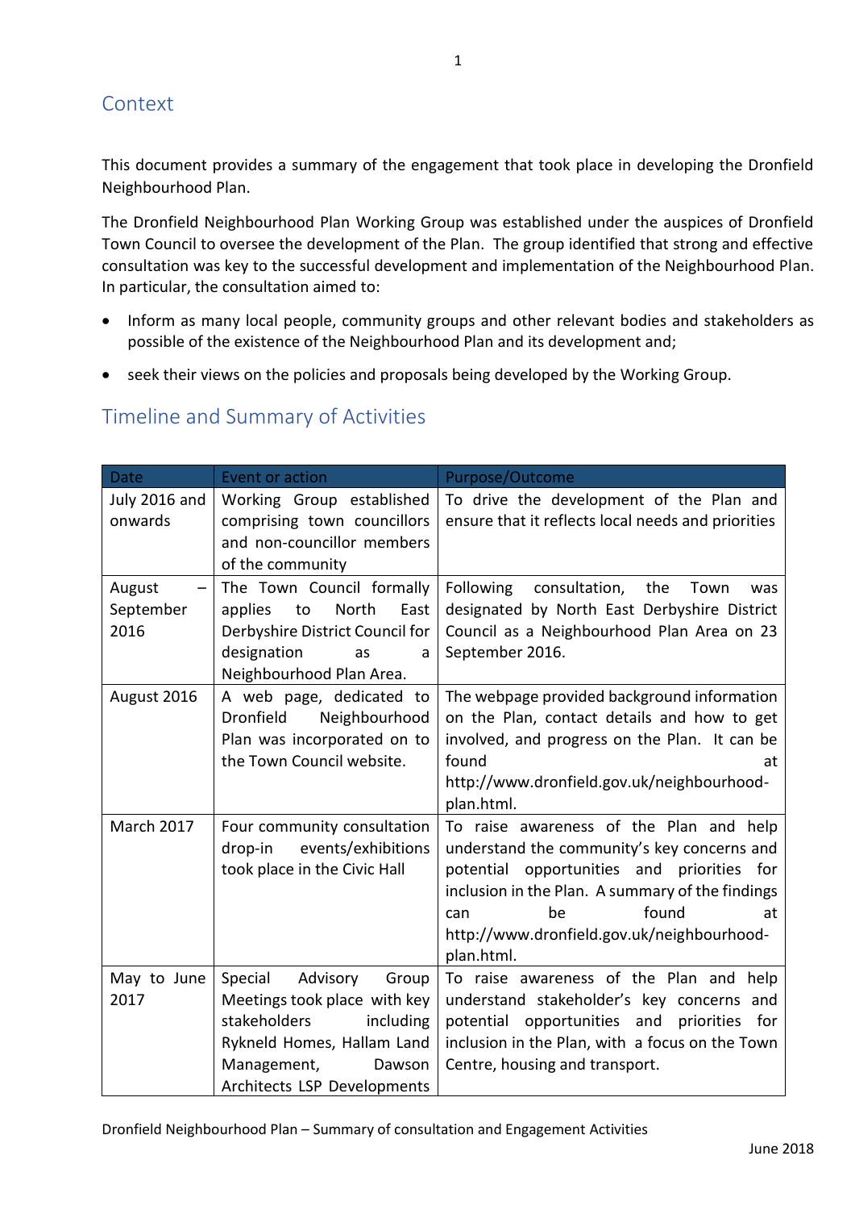## Context

This document provides a summary of the engagement that took place in developing the Dronfield Neighbourhood Plan.

The Dronfield Neighbourhood Plan Working Group was established under the auspices of Dronfield Town Council to oversee the development of the Plan. The group identified that strong and effective consultation was key to the successful development and implementation of the Neighbourhood Plan. In particular, the consultation aimed to:

- Inform as many local people, community groups and other relevant bodies and stakeholders as possible of the existence of the Neighbourhood Plan and its development and;
- seek their views on the policies and proposals being developed by the Working Group.

## Timeline and Summary of Activities

| Date | Event or action | Purpose/Outcome |
|---|---|---|
| July 2016 and onwards | Working Group established comprising town councillors and non-councillor members of the community | To drive the development of the Plan and ensure that it reflects local needs and priorities |
| August – September 2016 | The Town Council formally applies to North East Derbyshire District Council for designation as a Neighbourhood Plan Area. | Following consultation, the Town was designated by North East Derbyshire District Council as a Neighbourhood Plan Area on 23 September 2016. |
| August 2016 | A web page, dedicated to Dronfield Neighbourhood Plan was incorporated on to the Town Council website. | The webpage provided background information on the Plan, contact details and how to get involved, and progress on the Plan. It can be found at http://www.dronfield.gov.uk/neighbourhood-plan.html. |
| March 2017 | Four community consultation drop-in events/exhibitions took place in the Civic Hall | To raise awareness of the Plan and help understand the community's key concerns and potential opportunities and priorities for inclusion in the Plan. A summary of the findings can be found at http://www.dronfield.gov.uk/neighbourhood-plan.html. |
| May to June 2017 | Special Advisory Group Meetings took place with key stakeholders including Rykneld Homes, Hallam Land Management, Dawson Architects LSP Developments | To raise awareness of the Plan and help understand stakeholder's key concerns and potential opportunities and priorities for inclusion in the Plan, with a focus on the Town Centre, housing and transport. |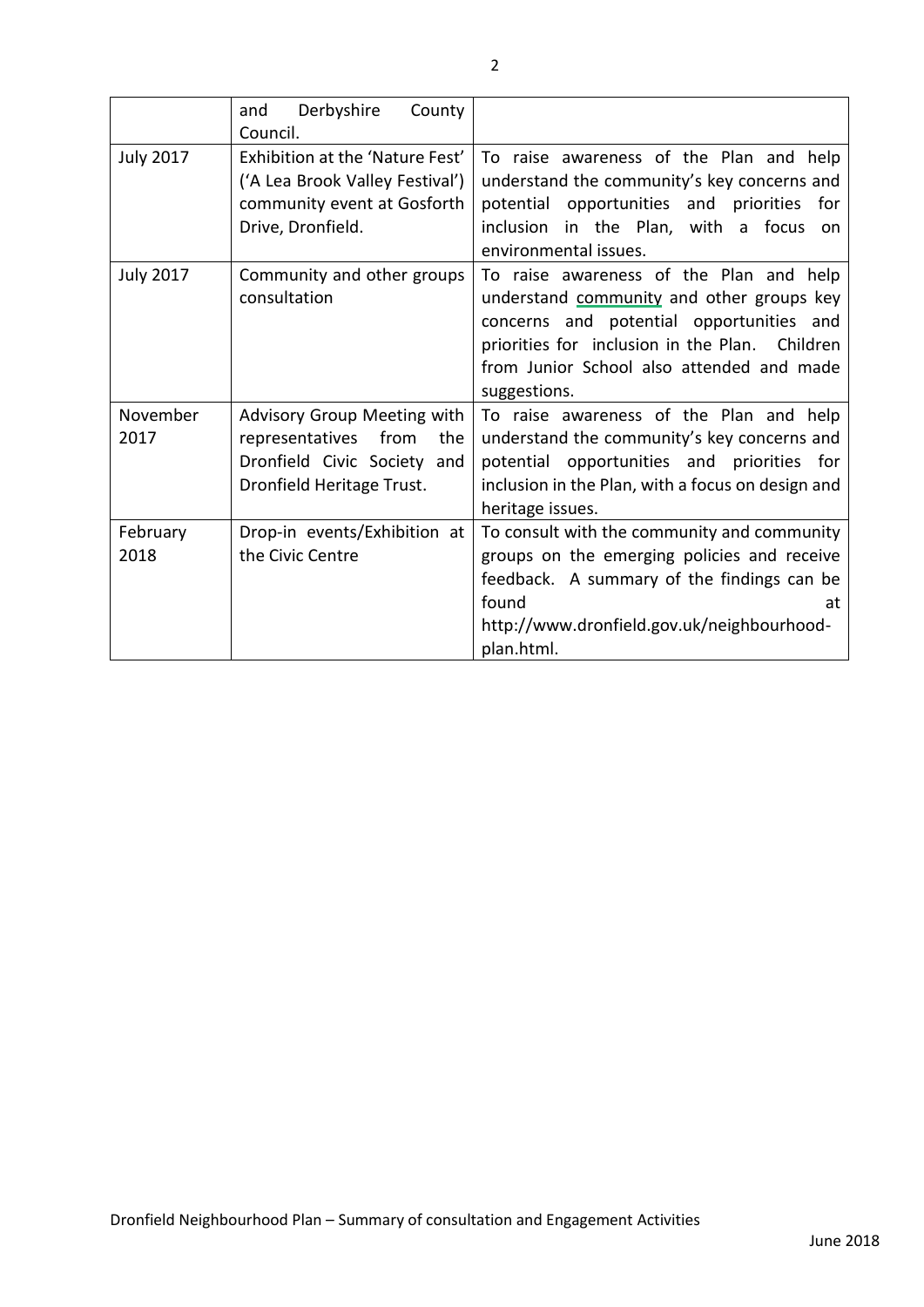| | | |
|---|---|---|
| | and Derbyshire County Council. | |
| July 2017 | Exhibition at the 'Nature Fest' ('A Lea Brook Valley Festival') community event at Gosforth Drive, Dronfield. | To raise awareness of the Plan and help understand the community's key concerns and potential opportunities and priorities for inclusion in the Plan, with a focus on environmental issues. |
| July 2017 | Community and other groups consultation | To raise awareness of the Plan and help understand community and other groups key concerns and potential opportunities and priorities for inclusion in the Plan. Children from Junior School also attended and made suggestions. |
| November 2017 | Advisory Group Meeting with representatives from the Dronfield Civic Society and Dronfield Heritage Trust. | To raise awareness of the Plan and help understand the community's key concerns and potential opportunities and priorities for inclusion in the Plan, with a focus on design and heritage issues. |
| February 2018 | Drop-in events/Exhibition at the Civic Centre | To consult with the community and community groups on the emerging policies and receive feedback. A summary of the findings can be found at http://www.dronfield.gov.uk/neighbourhood-plan.html. |